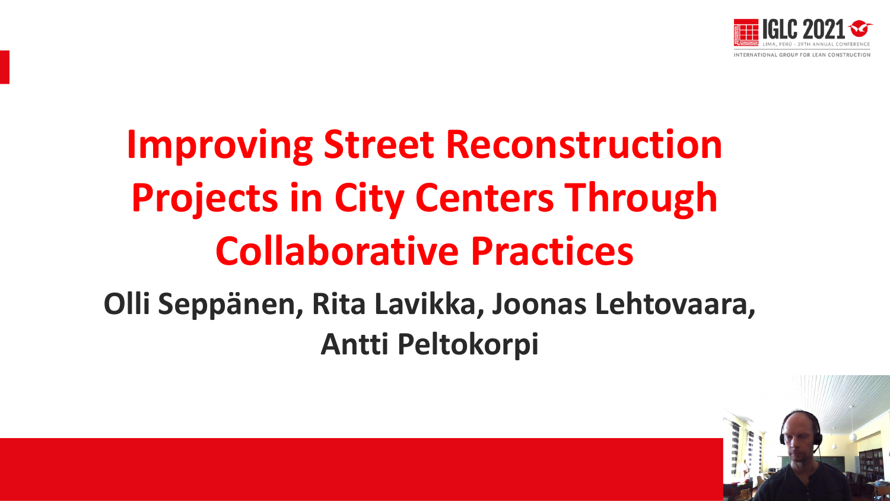# Improving Street Reconstruction Projects in City Centers Through Collaborative Practices

**Olli Seppänen, Rita Lavikka, Joonas Lehtovaara, Antti Peltokorpi**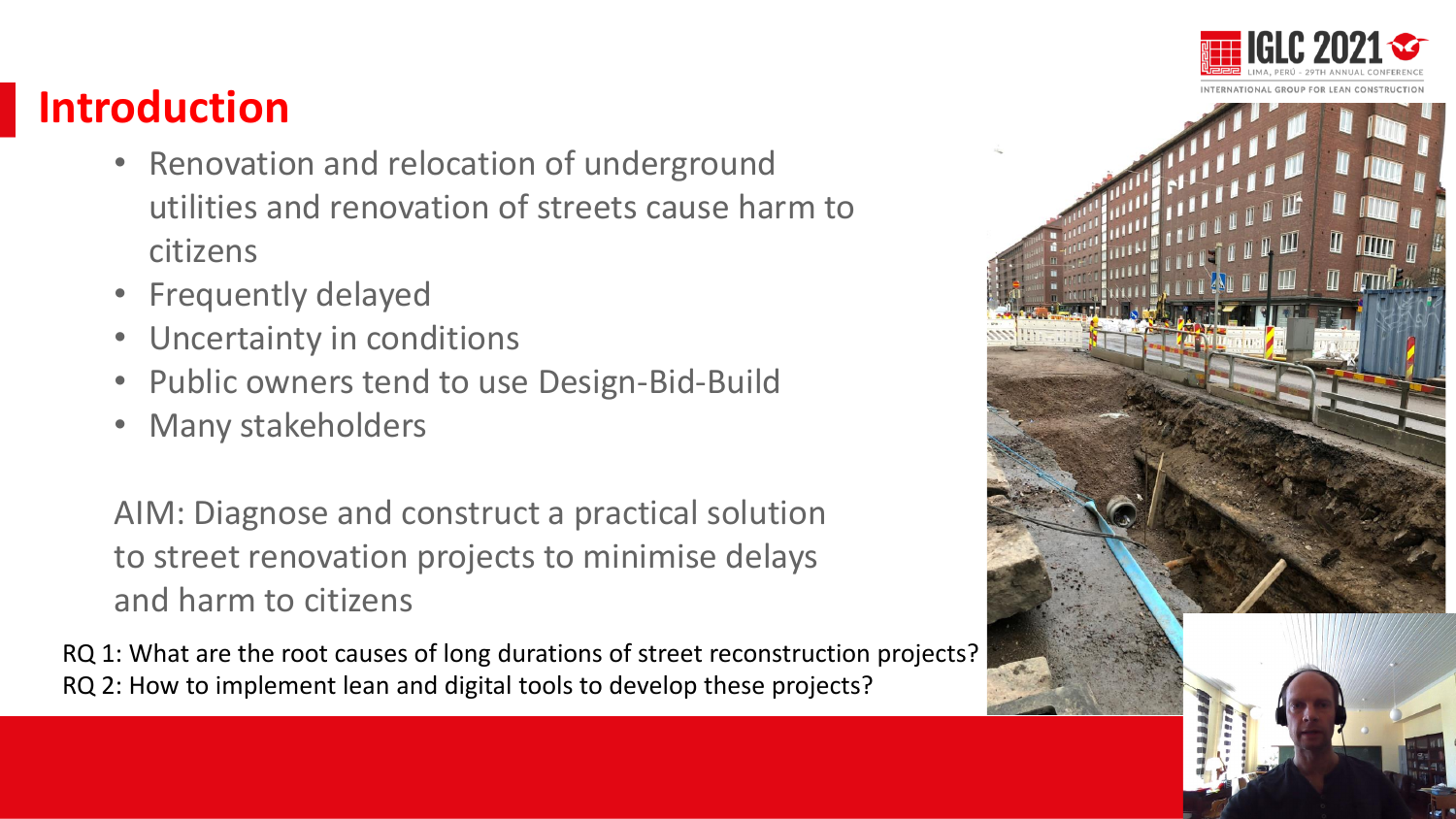# Introduction

- Renovation and relocation of underground utilities and renovation of streets cause harm to citizens
- Frequently delayed
- Uncertainty in conditions
- Public owners tend to use Design-Bid-Build
- Many stakeholders

AIM: Diagnose and construct a practical solution to street renovation projects to minimise delays and harm to citizens

RQ 1: What are the root causes of long durations of street reconstruction projects?
RQ 2: How to implement lean and digital tools to develop these projects?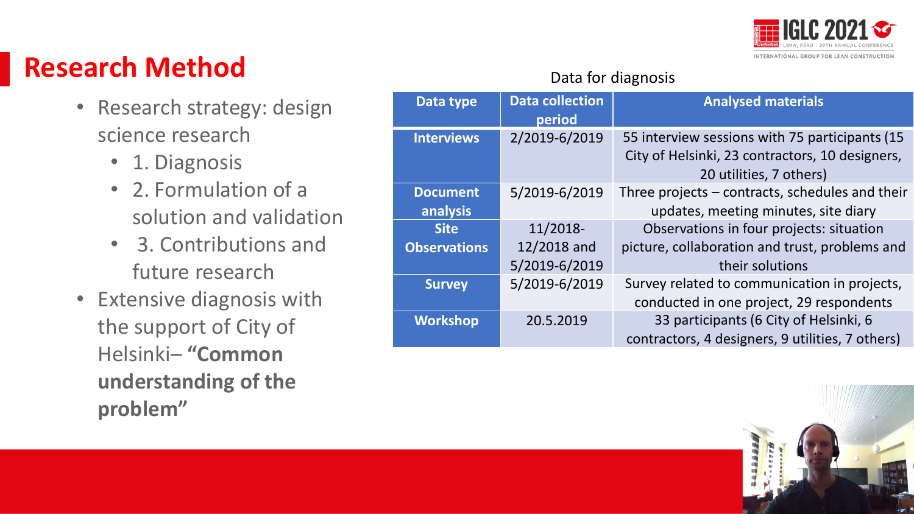# Research Method

- Research strategy: design science research
  - 1. Diagnosis
  - 2. Formulation of a solution and validation
  - 3. Contributions and future research
- Extensive diagnosis with the support of City of Helsinki– **"Common understanding of the problem"**

Data for diagnosis

| Data type | Data collection period | Analysed materials |
|---|---|---|
| **Interviews** | 2/2019-6/2019 | 55 interview sessions with 75 participants (15 City of Helsinki, 23 contractors, 10 designers, 20 utilities, 7 others) |
| **Document analysis** | 5/2019-6/2019 | Three projects – contracts, schedules and their updates, meeting minutes, site diary |
| **Site Observations** | 11/2018-12/2018 and 5/2019-6/2019 | Observations in four projects: situation picture, collaboration and trust, problems and their solutions |
| **Survey** | 5/2019-6/2019 | Survey related to communication in projects, conducted in one project, 29 respondents |
| **Workshop** | 20.5.2019 | 33 participants (6 City of Helsinki, 6 contractors, 4 designers, 9 utilities, 7 others) |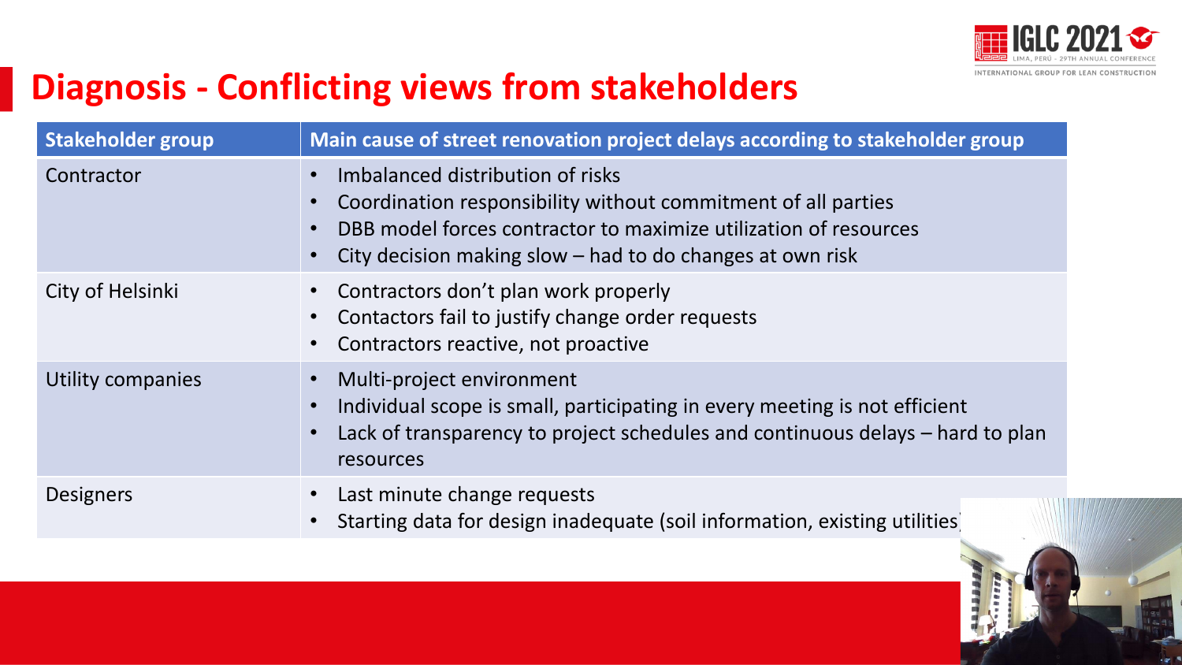# Diagnosis - Conflicting views from stakeholders

| Stakeholder group | Main cause of street renovation project delays according to stakeholder group |
|---|---|
| Contractor | • Imbalanced distribution of risks<br>• Coordination responsibility without commitment of all parties<br>• DBB model forces contractor to maximize utilization of resources<br>• City decision making slow – had to do changes at own risk |
| City of Helsinki | • Contractors don't plan work properly<br>• Contactors fail to justify change order requests<br>• Contractors reactive, not proactive |
| Utility companies | • Multi-project environment<br>• Individual scope is small, participating in every meeting is not efficient<br>• Lack of transparency to project schedules and continuous delays – hard to plan resources |
| Designers | • Last minute change requests<br>• Starting data for design inadequate (soil information, existing utilities) |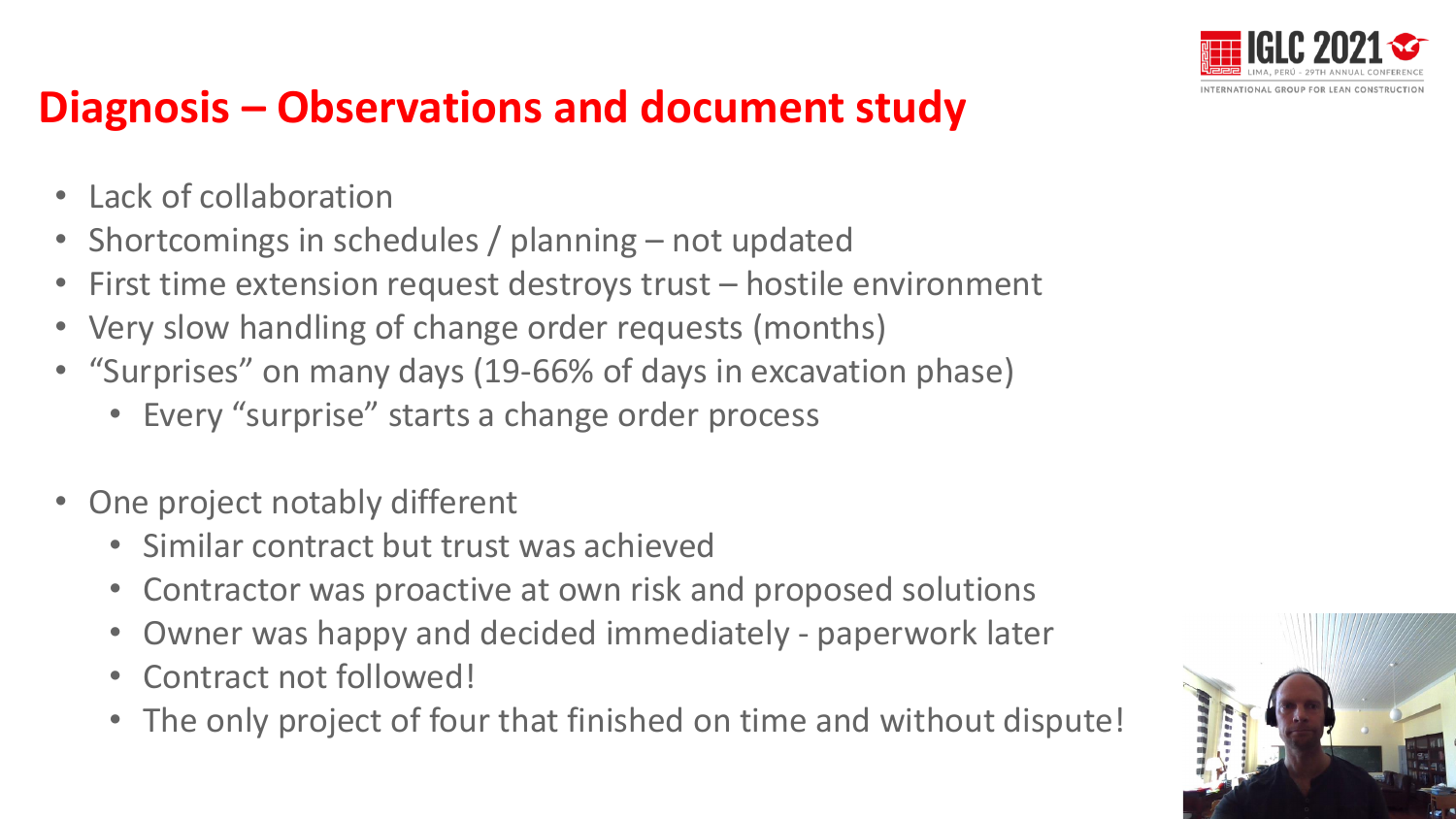# Diagnosis – Observations and document study

- Lack of collaboration
- Shortcomings in schedules / planning – not updated
- First time extension request destroys trust – hostile environment
- Very slow handling of change order requests (months)
- "Surprises" on many days (19-66% of days in excavation phase)
  - Every "surprise" starts a change order process

- One project notably different
  - Similar contract but trust was achieved
  - Contractor was proactive at own risk and proposed solutions
  - Owner was happy and decided immediately - paperwork later
  - Contract not followed!
  - The only project of four that finished on time and without dispute!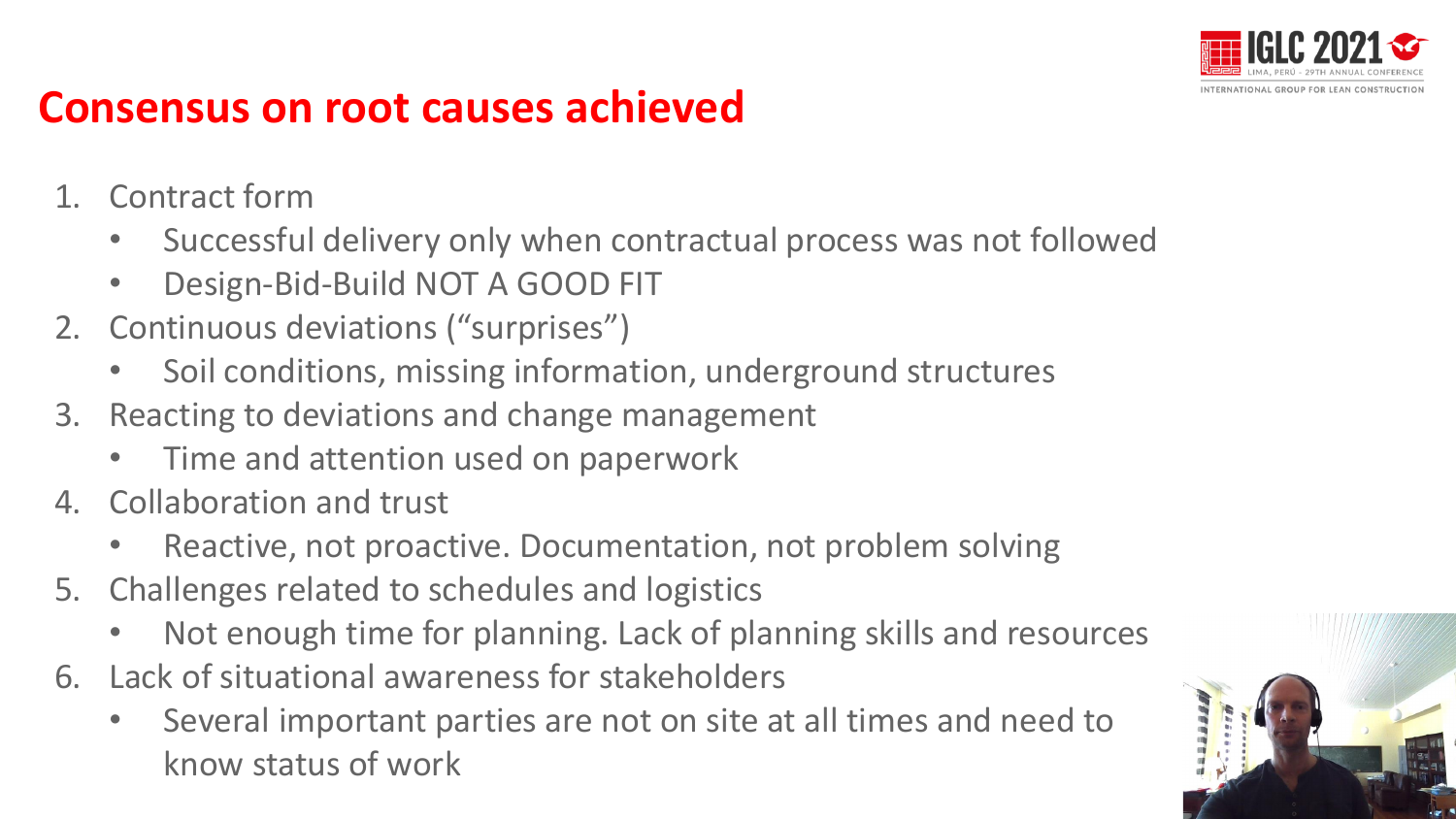# Consensus on root causes achieved

1. Contract form
   - Successful delivery only when contractual process was not followed
   - Design-Bid-Build NOT A GOOD FIT
2. Continuous deviations (“surprises”)
   - Soil conditions, missing information, underground structures
3. Reacting to deviations and change management
   - Time and attention used on paperwork
4. Collaboration and trust
   - Reactive, not proactive. Documentation, not problem solving
5. Challenges related to schedules and logistics
   - Not enough time for planning. Lack of planning skills and resources
6. Lack of situational awareness for stakeholders
   - Several important parties are not on site at all times and need to know status of work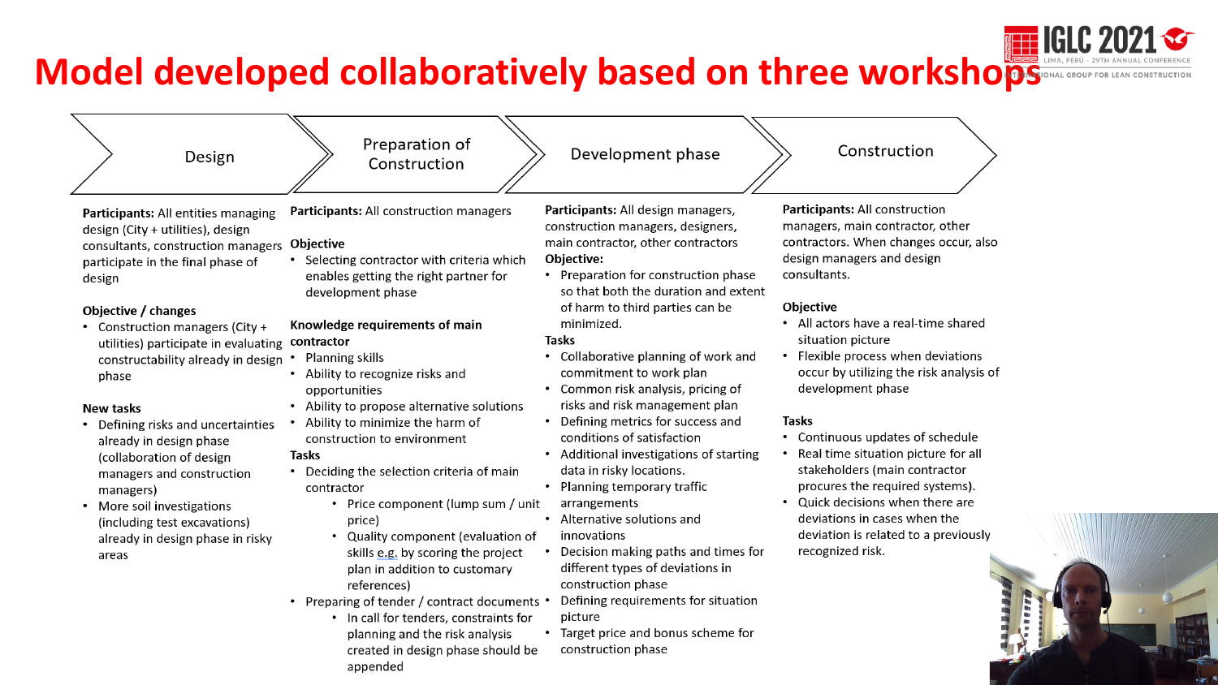# Model developed collaboratively based on three workshops

## Design

**Participants:** All entities managing design (City + utilities), design consultants, construction managers participate in the final phase of design

**Objective / changes**

- Construction managers (City + utilities) participate in evaluating constructability already in design phase

**New tasks**

- Defining risks and uncertainties already in design phase (collaboration of design managers and construction managers)
- More soil investigations (including test excavations) already in design phase in risky areas

## Preparation of Construction

**Participants:** All construction managers

**Objective**

- Selecting contractor with criteria which enables getting the right partner for development phase

**Knowledge requirements of main contractor**

- Planning skills
- Ability to recognize risks and opportunities
- Ability to propose alternative solutions
- Ability to minimize the harm of construction to environment

**Tasks**

- Deciding the selection criteria of main contractor
  - Price component (lump sum / unit price)
  - Quality component (evaluation of skills e.g. by scoring the project plan in addition to customary references)
- Preparing of tender / contract documents
  - In call for tenders, constraints for planning and the risk analysis created in design phase should be appended

## Development phase

**Participants:** All design managers, construction managers, designers, main contractor, other contractors

**Objective:**

- Preparation for construction phase so that both the duration and extent of harm to third parties can be minimized.

**Tasks**

- Collaborative planning of work and commitment to work plan
- Common risk analysis, pricing of risks and risk management plan
- Defining metrics for success and conditions of satisfaction
- Additional investigations of starting data in risky locations.
- Planning temporary traffic arrangements
- Alternative solutions and innovations
- Decision making paths and times for different types of deviations in construction phase
- Defining requirements for situation picture
- Target price and bonus scheme for construction phase

## Construction

**Participants:** All construction managers, main contractor, other contractors. When changes occur, also design managers and design consultants.

**Objective**

- All actors have a real-time shared situation picture
- Flexible process when deviations occur by utilizing the risk analysis of development phase

**Tasks**

- Continuous updates of schedule
- Real time situation picture for all stakeholders (main contractor procures the required systems).
- Quick decisions when there are deviations in cases when the deviation is related to a previously recognized risk.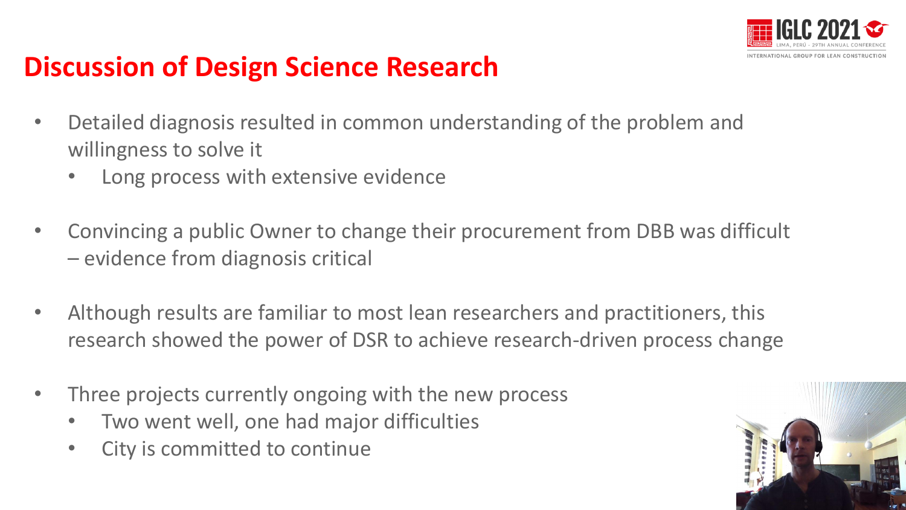## Discussion of Design Science Research

- Detailed diagnosis resulted in common understanding of the problem and willingness to solve it
  - Long process with extensive evidence
- Convincing a public Owner to change their procurement from DBB was difficult – evidence from diagnosis critical
- Although results are familiar to most lean researchers and practitioners, this research showed the power of DSR to achieve research-driven process change
- Three projects currently ongoing with the new process
  - Two went well, one had major difficulties
  - City is committed to continue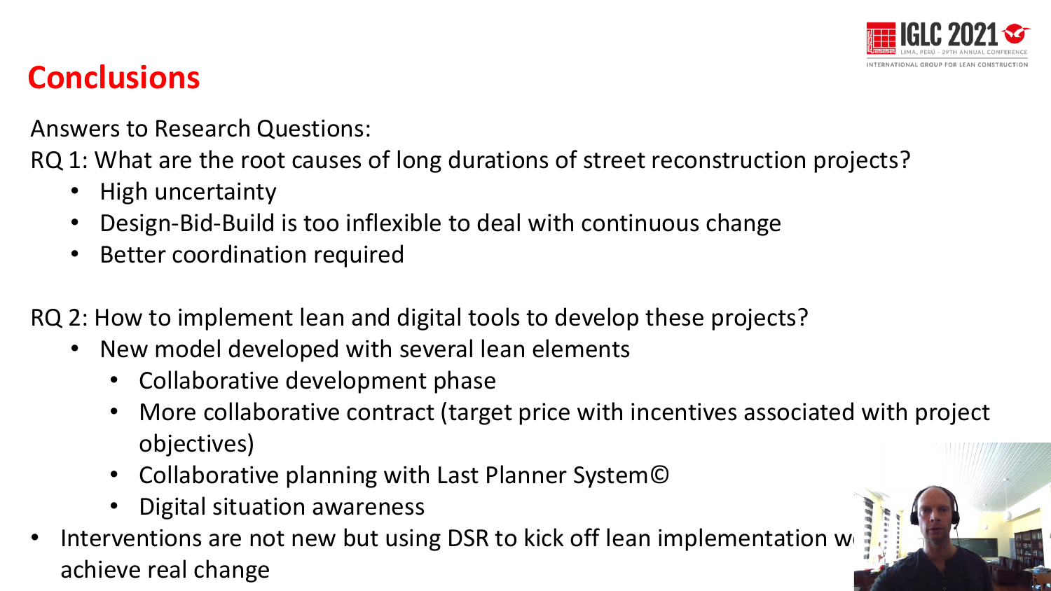# Conclusions

Answers to Research Questions:

RQ 1: What are the root causes of long durations of street reconstruction projects?

- High uncertainty
- Design-Bid-Build is too inflexible to deal with continuous change
- Better coordination required

RQ 2: How to implement lean and digital tools to develop these projects?

- New model developed with several lean elements
  - Collaborative development phase
  - More collaborative contract (target price with incentives associated with project objectives)
  - Collaborative planning with Last Planner System©
  - Digital situation awareness
- Interventions are not new but using DSR to kick off lean implementation w achieve real change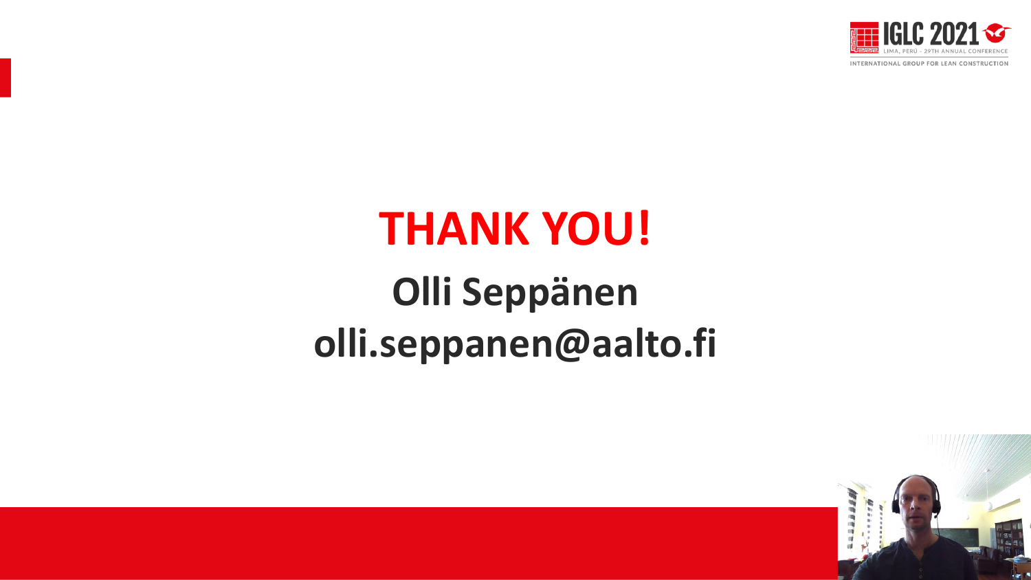# THANK YOU!

**Olli Seppänen**

**olli.seppanen@aalto.fi**